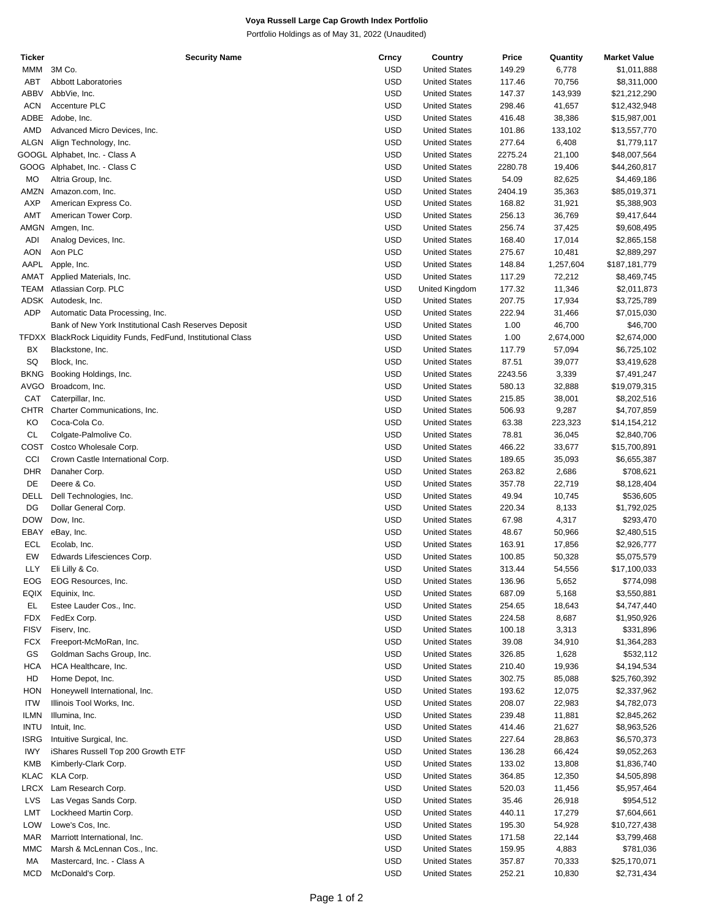**Voya Russell Large Cap Growth Index Portfolio**

Portfolio Holdings as of May 31, 2022 (Unaudited)

| Ticker | Security Name | Crncy | Country | Price | Quantity | Market Value |
|---|---|---|---|---|---|---|
| MMM | 3M Co. | USD | United States | 149.29 | 6,778 | $1,011,888 |
| ABT | Abbott Laboratories | USD | United States | 117.46 | 70,756 | $8,311,000 |
| ABBV | AbbVie, Inc. | USD | United States | 147.37 | 143,939 | $21,212,290 |
| ACN | Accenture PLC | USD | United States | 298.46 | 41,657 | $12,432,948 |
| ADBE | Adobe, Inc. | USD | United States | 416.48 | 38,386 | $15,987,001 |
| AMD | Advanced Micro Devices, Inc. | USD | United States | 101.86 | 133,102 | $13,557,770 |
| ALGN | Align Technology, Inc. | USD | United States | 277.64 | 6,408 | $1,779,117 |
| GOOGL | Alphabet, Inc. - Class A | USD | United States | 2275.24 | 21,100 | $48,007,564 |
| GOOG | Alphabet, Inc. - Class C | USD | United States | 2280.78 | 19,406 | $44,260,817 |
| MO | Altria Group, Inc. | USD | United States | 54.09 | 82,625 | $4,469,186 |
| AMZN | Amazon.com, Inc. | USD | United States | 2404.19 | 35,363 | $85,019,371 |
| AXP | American Express Co. | USD | United States | 168.82 | 31,921 | $5,388,903 |
| AMT | American Tower Corp. | USD | United States | 256.13 | 36,769 | $9,417,644 |
| AMGN | Amgen, Inc. | USD | United States | 256.74 | 37,425 | $9,608,495 |
| ADI | Analog Devices, Inc. | USD | United States | 168.40 | 17,014 | $2,865,158 |
| AON | Aon PLC | USD | United States | 275.67 | 10,481 | $2,889,297 |
| AAPL | Apple, Inc. | USD | United States | 148.84 | 1,257,604 | $187,181,779 |
| AMAT | Applied Materials, Inc. | USD | United States | 117.29 | 72,212 | $8,469,745 |
| TEAM | Atlassian Corp. PLC | USD | United Kingdom | 177.32 | 11,346 | $2,011,873 |
| ADSK | Autodesk, Inc. | USD | United States | 207.75 | 17,934 | $3,725,789 |
| ADP | Automatic Data Processing, Inc. | USD | United States | 222.94 | 31,466 | $7,015,030 |
| | Bank of New York Institutional Cash Reserves Deposit | USD | United States | 1.00 | 46,700 | $46,700 |
| TFDXX | BlackRock Liquidity Funds, FedFund, Institutional Class | USD | United States | 1.00 | 2,674,000 | $2,674,000 |
| BX | Blackstone, Inc. | USD | United States | 117.79 | 57,094 | $6,725,102 |
| SQ | Block, Inc. | USD | United States | 87.51 | 39,077 | $3,419,628 |
| BKNG | Booking Holdings, Inc. | USD | United States | 2243.56 | 3,339 | $7,491,247 |
| AVGO | Broadcom, Inc. | USD | United States | 580.13 | 32,888 | $19,079,315 |
| CAT | Caterpillar, Inc. | USD | United States | 215.85 | 38,001 | $8,202,516 |
| CHTR | Charter Communications, Inc. | USD | United States | 506.93 | 9,287 | $4,707,859 |
| KO | Coca-Cola Co. | USD | United States | 63.38 | 223,323 | $14,154,212 |
| CL | Colgate-Palmolive Co. | USD | United States | 78.81 | 36,045 | $2,840,706 |
| COST | Costco Wholesale Corp. | USD | United States | 466.22 | 33,677 | $15,700,891 |
| CCI | Crown Castle International Corp. | USD | United States | 189.65 | 35,093 | $6,655,387 |
| DHR | Danaher Corp. | USD | United States | 263.82 | 2,686 | $708,621 |
| DE | Deere & Co. | USD | United States | 357.78 | 22,719 | $8,128,404 |
| DELL | Dell Technologies, Inc. | USD | United States | 49.94 | 10,745 | $536,605 |
| DG | Dollar General Corp. | USD | United States | 220.34 | 8,133 | $1,792,025 |
| DOW | Dow, Inc. | USD | United States | 67.98 | 4,317 | $293,470 |
| EBAY | eBay, Inc. | USD | United States | 48.67 | 50,966 | $2,480,515 |
| ECL | Ecolab, Inc. | USD | United States | 163.91 | 17,856 | $2,926,777 |
| EW | Edwards Lifesciences Corp. | USD | United States | 100.85 | 50,328 | $5,075,579 |
| LLY | Eli Lilly & Co. | USD | United States | 313.44 | 54,556 | $17,100,033 |
| EOG | EOG Resources, Inc. | USD | United States | 136.96 | 5,652 | $774,098 |
| EQIX | Equinix, Inc. | USD | United States | 687.09 | 5,168 | $3,550,881 |
| EL | Estee Lauder Cos., Inc. | USD | United States | 254.65 | 18,643 | $4,747,440 |
| FDX | FedEx Corp. | USD | United States | 224.58 | 8,687 | $1,950,926 |
| FISV | Fiserv, Inc. | USD | United States | 100.18 | 3,313 | $331,896 |
| FCX | Freeport-McMoRan, Inc. | USD | United States | 39.08 | 34,910 | $1,364,283 |
| GS | Goldman Sachs Group, Inc. | USD | United States | 326.85 | 1,628 | $532,112 |
| HCA | HCA Healthcare, Inc. | USD | United States | 210.40 | 19,936 | $4,194,534 |
| HD | Home Depot, Inc. | USD | United States | 302.75 | 85,088 | $25,760,392 |
| HON | Honeywell International, Inc. | USD | United States | 193.62 | 12,075 | $2,337,962 |
| ITW | Illinois Tool Works, Inc. | USD | United States | 208.07 | 22,983 | $4,782,073 |
| ILMN | Illumina, Inc. | USD | United States | 239.48 | 11,881 | $2,845,262 |
| INTU | Intuit, Inc. | USD | United States | 414.46 | 21,627 | $8,963,526 |
| ISRG | Intuitive Surgical, Inc. | USD | United States | 227.64 | 28,863 | $6,570,373 |
| IWY | iShares Russell Top 200 Growth ETF | USD | United States | 136.28 | 66,424 | $9,052,263 |
| KMB | Kimberly-Clark Corp. | USD | United States | 133.02 | 13,808 | $1,836,740 |
| KLAC | KLA Corp. | USD | United States | 364.85 | 12,350 | $4,505,898 |
| LRCX | Lam Research Corp. | USD | United States | 520.03 | 11,456 | $5,957,464 |
| LVS | Las Vegas Sands Corp. | USD | United States | 35.46 | 26,918 | $954,512 |
| LMT | Lockheed Martin Corp. | USD | United States | 440.11 | 17,279 | $7,604,661 |
| LOW | Lowe's Cos, Inc. | USD | United States | 195.30 | 54,928 | $10,727,438 |
| MAR | Marriott International, Inc. | USD | United States | 171.58 | 22,144 | $3,799,468 |
| MMC | Marsh & McLennan Cos., Inc. | USD | United States | 159.95 | 4,883 | $781,036 |
| MA | Mastercard, Inc. - Class A | USD | United States | 357.87 | 70,333 | $25,170,071 |
| MCD | McDonald's Corp. | USD | United States | 252.21 | 10,830 | $2,731,434 |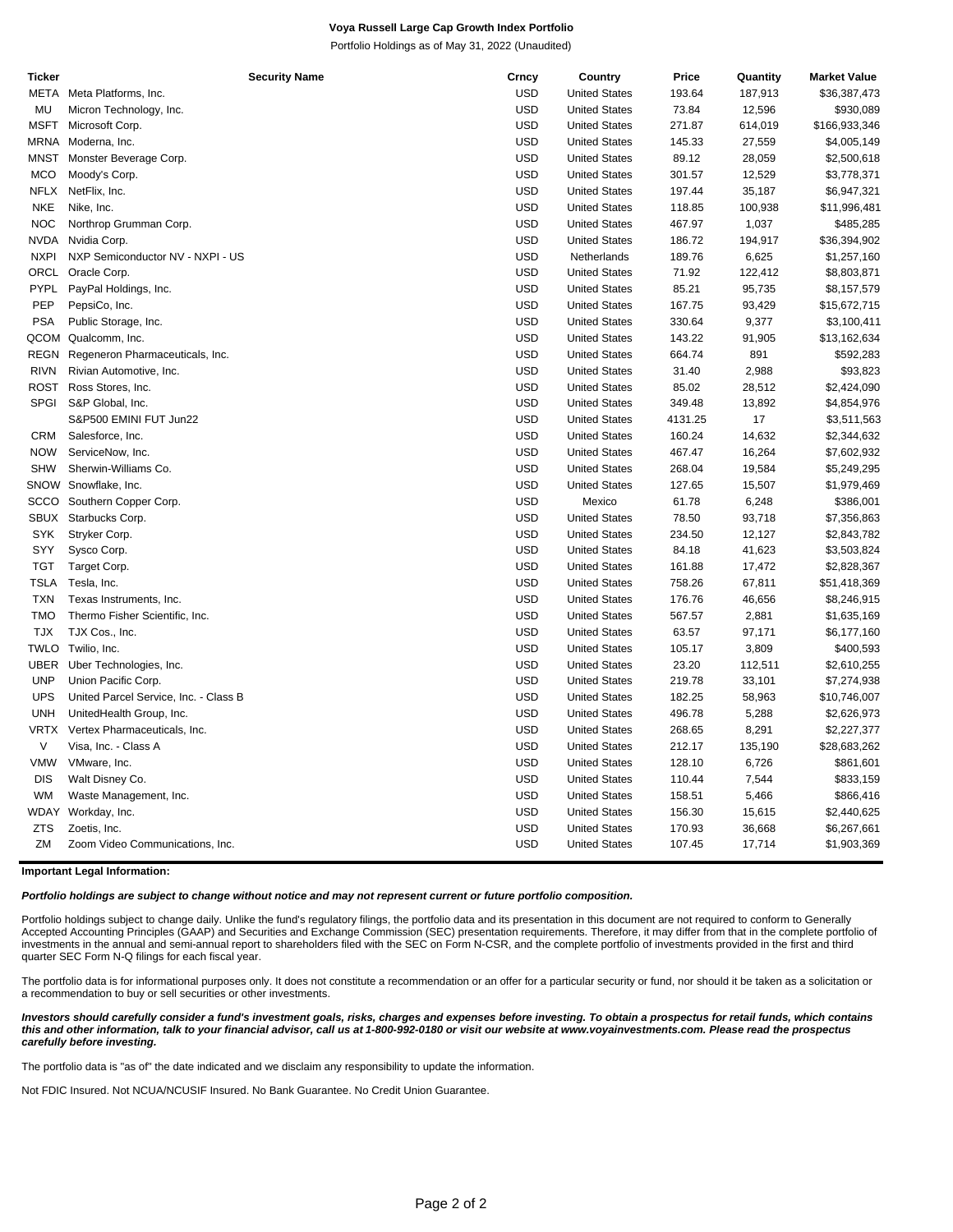**Voya Russell Large Cap Growth Index Portfolio**

Portfolio Holdings as of May 31, 2022 (Unaudited)

| Ticker | Security Name | Crncy | Country | Price | Quantity | Market Value |
|---|---|---|---|---|---|---|
| META | Meta Platforms, Inc. | USD | United States | 193.64 | 187,913 | $36,387,473 |
| MU | Micron Technology, Inc. | USD | United States | 73.84 | 12,596 | $930,089 |
| MSFT | Microsoft Corp. | USD | United States | 271.87 | 614,019 | $166,933,346 |
| MRNA | Moderna, Inc. | USD | United States | 145.33 | 27,559 | $4,005,149 |
| MNST | Monster Beverage Corp. | USD | United States | 89.12 | 28,059 | $2,500,618 |
| MCO | Moody's Corp. | USD | United States | 301.57 | 12,529 | $3,778,371 |
| NFLX | NetFlix, Inc. | USD | United States | 197.44 | 35,187 | $6,947,321 |
| NKE | Nike, Inc. | USD | United States | 118.85 | 100,938 | $11,996,481 |
| NOC | Northrop Grumman Corp. | USD | United States | 467.97 | 1,037 | $485,285 |
| NVDA | Nvidia Corp. | USD | United States | 186.72 | 194,917 | $36,394,902 |
| NXPI | NXP Semiconductor NV - NXPI - US | USD | Netherlands | 189.76 | 6,625 | $1,257,160 |
| ORCL | Oracle Corp. | USD | United States | 71.92 | 122,412 | $8,803,871 |
| PYPL | PayPal Holdings, Inc. | USD | United States | 85.21 | 95,735 | $8,157,579 |
| PEP | PepsiCo, Inc. | USD | United States | 167.75 | 93,429 | $15,672,715 |
| PSA | Public Storage, Inc. | USD | United States | 330.64 | 9,377 | $3,100,411 |
| QCOM | Qualcomm, Inc. | USD | United States | 143.22 | 91,905 | $13,162,634 |
| REGN | Regeneron Pharmaceuticals, Inc. | USD | United States | 664.74 | 891 | $592,283 |
| RIVN | Rivian Automotive, Inc. | USD | United States | 31.40 | 2,988 | $93,823 |
| ROST | Ross Stores, Inc. | USD | United States | 85.02 | 28,512 | $2,424,090 |
| SPGI | S&P Global, Inc. | USD | United States | 349.48 | 13,892 | $4,854,976 |
| | S&P500 EMINI FUT Jun22 | USD | United States | 4131.25 | 17 | $3,511,563 |
| CRM | Salesforce, Inc. | USD | United States | 160.24 | 14,632 | $2,344,632 |
| NOW | ServiceNow, Inc. | USD | United States | 467.47 | 16,264 | $7,602,932 |
| SHW | Sherwin-Williams Co. | USD | United States | 268.04 | 19,584 | $5,249,295 |
| SNOW | Snowflake, Inc. | USD | United States | 127.65 | 15,507 | $1,979,469 |
| SCCO | Southern Copper Corp. | USD | Mexico | 61.78 | 6,248 | $386,001 |
| SBUX | Starbucks Corp. | USD | United States | 78.50 | 93,718 | $7,356,863 |
| SYK | Stryker Corp. | USD | United States | 234.50 | 12,127 | $2,843,782 |
| SYY | Sysco Corp. | USD | United States | 84.18 | 41,623 | $3,503,824 |
| TGT | Target Corp. | USD | United States | 161.88 | 17,472 | $2,828,367 |
| TSLA | Tesla, Inc. | USD | United States | 758.26 | 67,811 | $51,418,369 |
| TXN | Texas Instruments, Inc. | USD | United States | 176.76 | 46,656 | $8,246,915 |
| TMO | Thermo Fisher Scientific, Inc. | USD | United States | 567.57 | 2,881 | $1,635,169 |
| TJX | TJX Cos., Inc. | USD | United States | 63.57 | 97,171 | $6,177,160 |
| TWLO | Twilio, Inc. | USD | United States | 105.17 | 3,809 | $400,593 |
| UBER | Uber Technologies, Inc. | USD | United States | 23.20 | 112,511 | $2,610,255 |
| UNP | Union Pacific Corp. | USD | United States | 219.78 | 33,101 | $7,274,938 |
| UPS | United Parcel Service, Inc. - Class B | USD | United States | 182.25 | 58,963 | $10,746,007 |
| UNH | UnitedHealth Group, Inc. | USD | United States | 496.78 | 5,288 | $2,626,973 |
| VRTX | Vertex Pharmaceuticals, Inc. | USD | United States | 268.65 | 8,291 | $2,227,377 |
| V | Visa, Inc. - Class A | USD | United States | 212.17 | 135,190 | $28,683,262 |
| VMW | VMware, Inc. | USD | United States | 128.10 | 6,726 | $861,601 |
| DIS | Walt Disney Co. | USD | United States | 110.44 | 7,544 | $833,159 |
| WM | Waste Management, Inc. | USD | United States | 158.51 | 5,466 | $866,416 |
| WDAY | Workday, Inc. | USD | United States | 156.30 | 15,615 | $2,440,625 |
| ZTS | Zoetis, Inc. | USD | United States | 170.93 | 36,668 | $6,267,661 |
| ZM | Zoom Video Communications, Inc. | USD | United States | 107.45 | 17,714 | $1,903,369 |

**Important Legal Information:**

***Portfolio holdings are subject to change without notice and may not represent current or future portfolio composition.***

Portfolio holdings subject to change daily. Unlike the fund's regulatory filings, the portfolio data and its presentation in this document are not required to conform to Generally Accepted Accounting Principles (GAAP) and Securities and Exchange Commission (SEC) presentation requirements. Therefore, it may differ from that in the complete portfolio of investments in the annual and semi-annual report to shareholders filed with the SEC on Form N-CSR, and the complete portfolio of investments provided in the first and third quarter SEC Form N-Q filings for each fiscal year.

The portfolio data is for informational purposes only. It does not constitute a recommendation or an offer for a particular security or fund, nor should it be taken as a solicitation or a recommendation to buy or sell securities or other investments.

***Investors should carefully consider a fund's investment goals, risks, charges and expenses before investing. To obtain a prospectus for retail funds, which contains this and other information, talk to your financial advisor, call us at 1-800-992-0180 or visit our website at www.voyainvestments.com. Please read the prospectus carefully before investing.***

The portfolio data is "as of" the date indicated and we disclaim any responsibility to update the information.

Not FDIC Insured. Not NCUA/NCUSIF Insured. No Bank Guarantee. No Credit Union Guarantee.